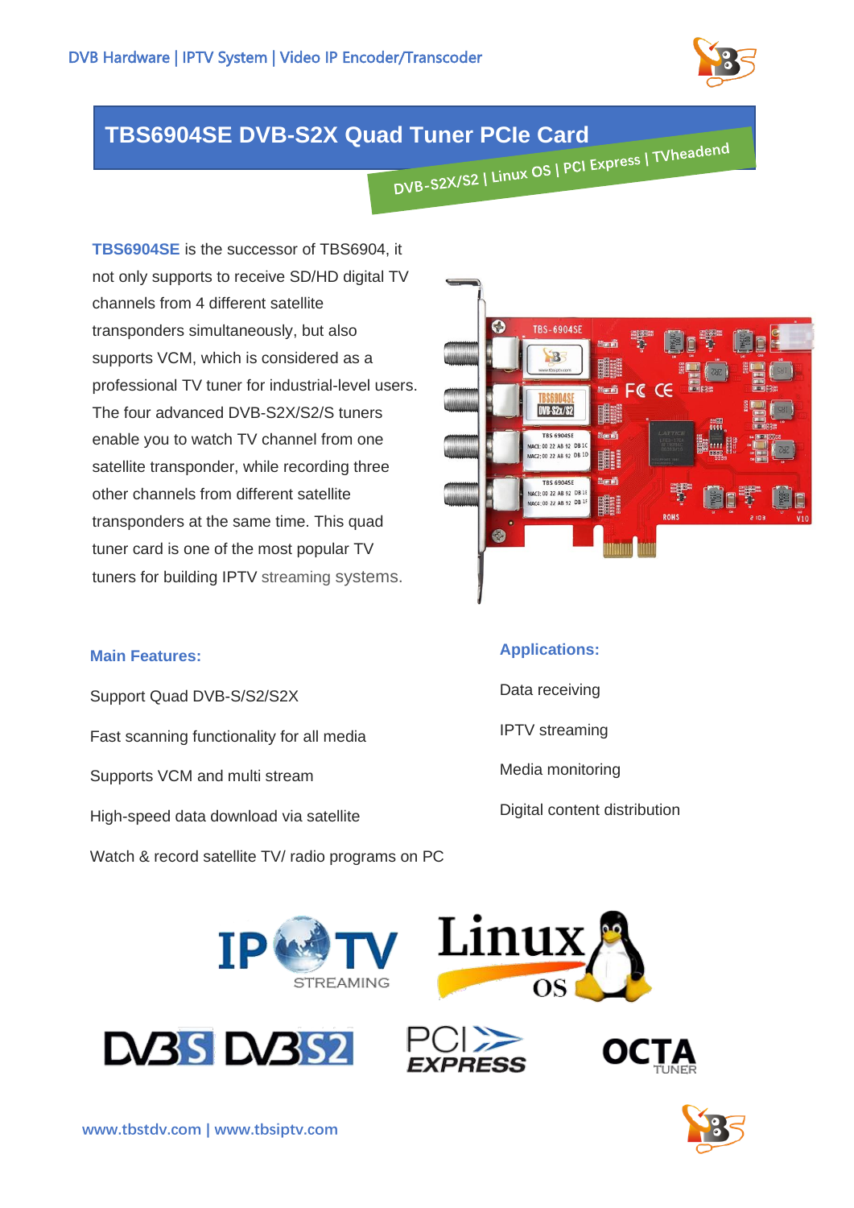# TBS6904SE DVB-S2X Quad Tuner PCIe Card

DVB-S2X/S2 | Linux OS | PCI Express | TVheadend

**TBS6904SE** is the successor of TBS6904, it not only supports to receive SD/HD digital TV channels from 4 different satellite transponders simultaneously, but also supports VCM, which is considered as a professional TV tuner for industrial-level users. The four advanced DVB-S2X/S2/S tuners enable you to watch TV channel from one satellite transponder, while recording three other channels from different satellite transponders at the same time. This quad tuner card is one of the most popular TV tuners for building IPTV streaming systems.

### Main Features:

Support Quad DVB-S/S2/S2X

Fast scanning functionality for all media

Supports VCM and multi stream

High-speed data download via satellite

Watch & record satellite TV/ radio programs on PC

### Applications:

Data receiving

IPTV streaming

Media monitoring

Digital content distribution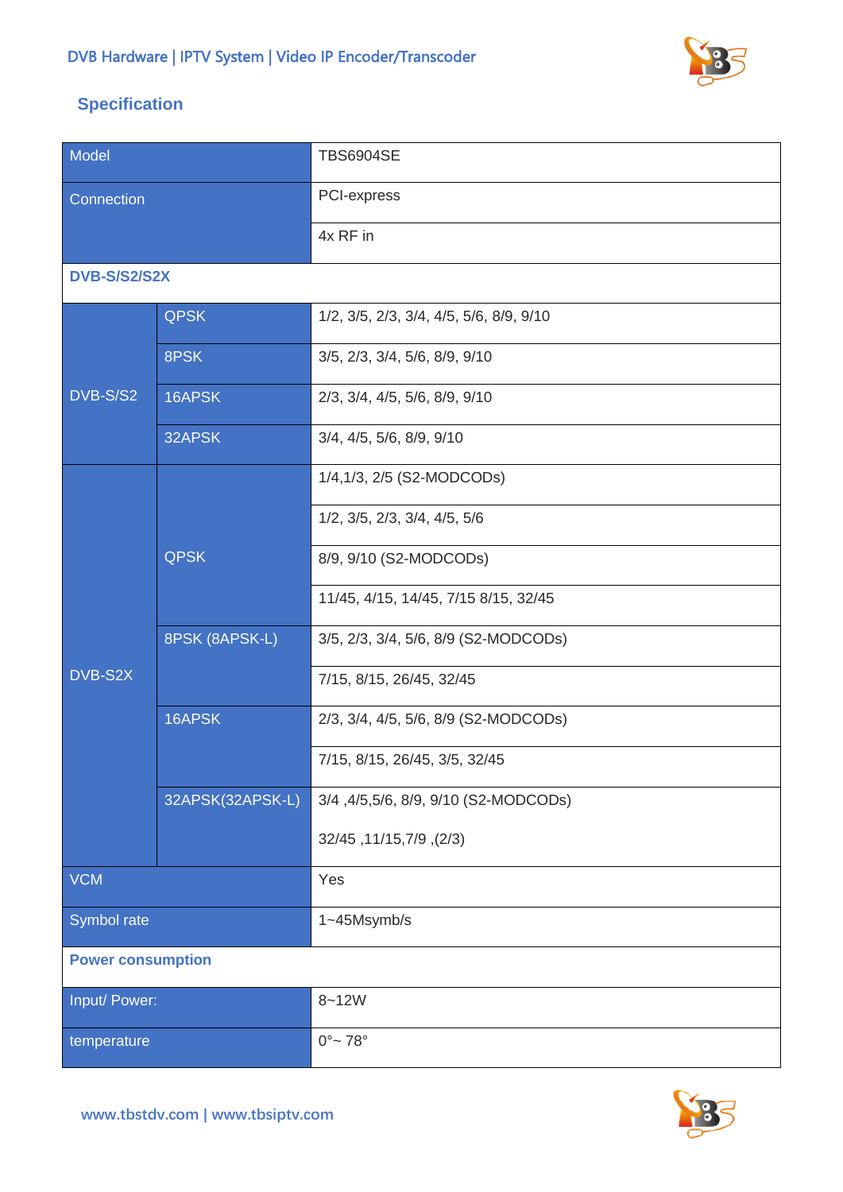## Specification

| | | |
|---|---|---|
| Model | | TBS6904SE |
| Connection | | PCI-express |
| | | 4x RF in |
| **DVB-S/S2/S2X** | | |
| DVB-S/S2 | QPSK | 1/2, 3/5, 2/3, 3/4, 4/5, 5/6, 8/9, 9/10 |
| | 8PSK | 3/5, 2/3, 3/4, 5/6, 8/9, 9/10 |
| | 16APSK | 2/3, 3/4, 4/5, 5/6, 8/9, 9/10 |
| | 32APSK | 3/4, 4/5, 5/6, 8/9, 9/10 |
| DVB-S2X | QPSK | 1/4,1/3, 2/5 (S2-MODCODs) |
| | | 1/2, 3/5, 2/3, 3/4, 4/5, 5/6 |
| | | 8/9, 9/10 (S2-MODCODs) |
| | | 11/45, 4/15, 14/45, 7/15 8/15, 32/45 |
| | 8PSK (8APSK-L) | 3/5, 2/3, 3/4, 5/6, 8/9 (S2-MODCODs) |
| | | 7/15, 8/15, 26/45, 32/45 |
| | 16APSK | 2/3, 3/4, 4/5, 5/6, 8/9 (S2-MODCODs) |
| | | 7/15, 8/15, 26/45, 3/5, 32/45 |
| | 32APSK(32APSK-L) | 3/4 ,4/5,5/6, 8/9, 9/10 (S2-MODCODs)<br>32/45 ,11/15,7/9 ,(2/3) |
| VCM | | Yes |
| Symbol rate | | 1~45Msymb/s |
| **Power consumption** | | |
| Input/ Power: | | 8~12W |
| temperature | | 0°~ 78° |

www.tbstdv.com | www.tbsiptv.com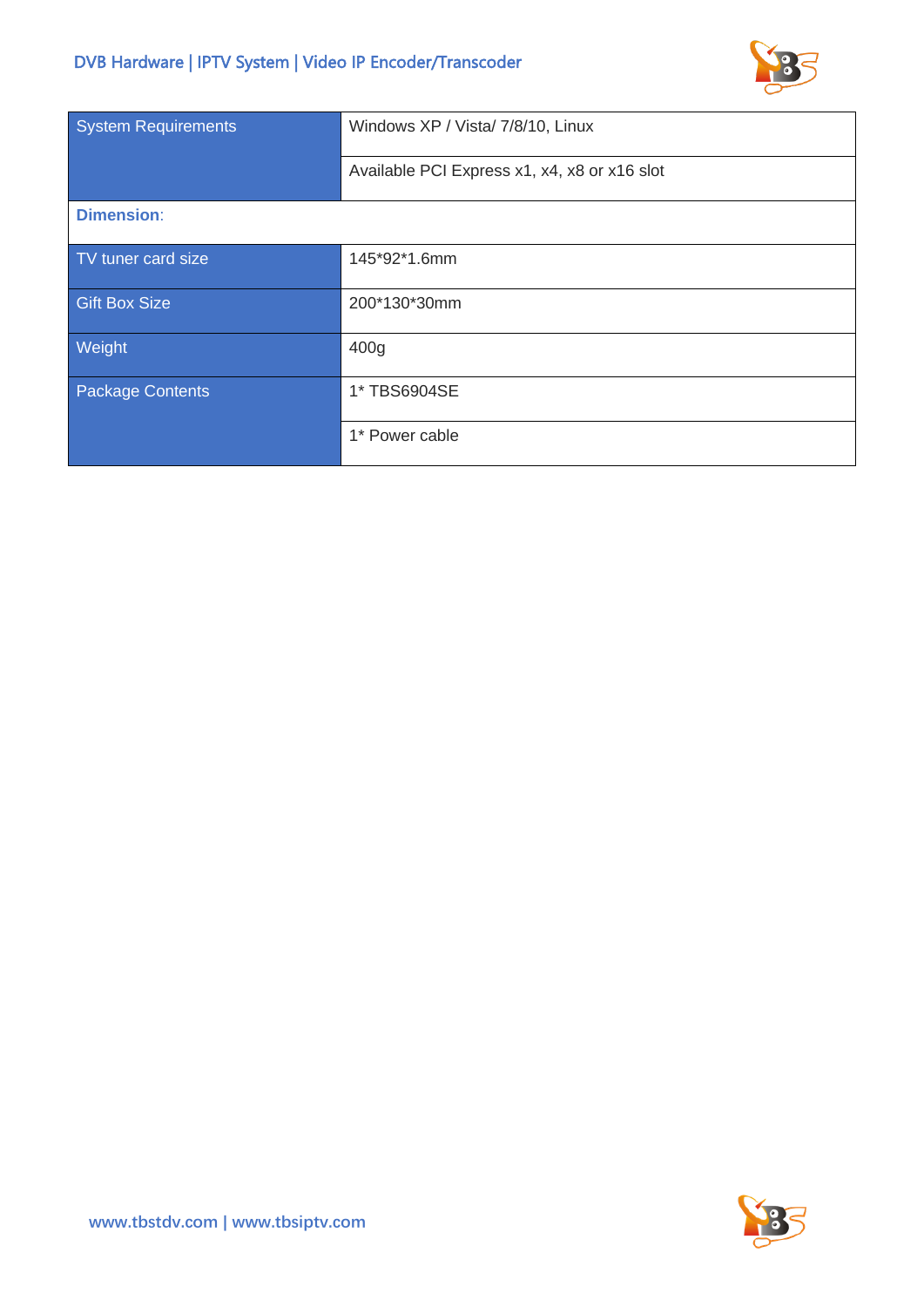| | |
|---|---|
| System Requirements | Windows XP / Vista/ 7/8/10, Linux |
| | Available PCI Express x1, x4, x8 or x16 slot |
| **Dimension**: | |
| TV tuner card size | 145*92*1.6mm |
| Gift Box Size | 200*130*30mm |
| Weight | 400g |
| Package Contents | 1* TBS6904SE |
| | 1* Power cable |